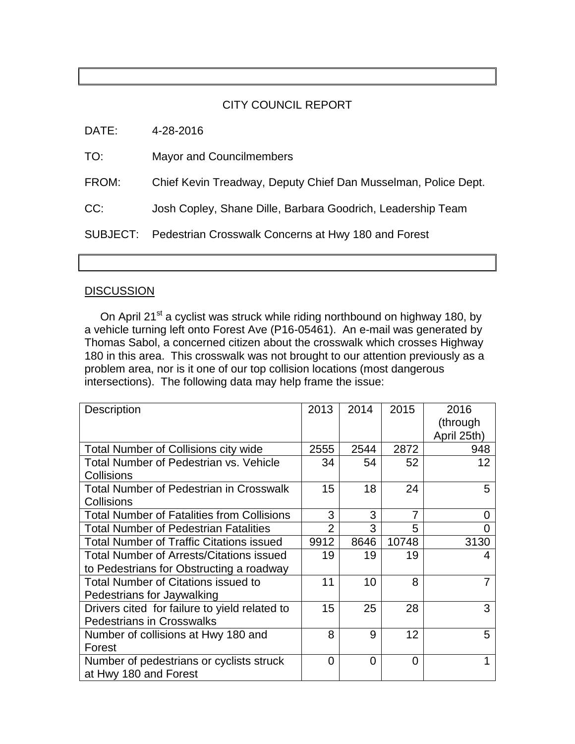# CITY COUNCIL REPORT

DATE: 4-28-2016

TO: Mayor and Councilmembers

FROM: Chief Kevin Treadway, Deputy Chief Dan Musselman, Police Dept.

CC: Josh Copley, Shane Dille, Barbara Goodrich, Leadership Team

SUBJECT: Pedestrian Crosswalk Concerns at Hwy 180 and Forest

## DISCUSSION

On April 21st a cyclist was struck while riding northbound on highway 180, by a vehicle turning left onto Forest Ave (P16-05461). An e-mail was generated by Thomas Sabol, a concerned citizen about the crosswalk which crosses Highway 180 in this area. This crosswalk was not brought to our attention previously as a problem area, nor is it one of our top collision locations (most dangerous intersections). The following data may help frame the issue:

| Description | 2013 | 2014 | 2015 | 2016 (through April 25th) |
|---|---|---|---|---|
| Total Number of Collisions city wide | 2555 | 2544 | 2872 | 948 |
| Total Number of Pedestrian vs. Vehicle Collisions | 34 | 54 | 52 | 12 |
| Total Number of Pedestrian in Crosswalk Collisions | 15 | 18 | 24 | 5 |
| Total Number of Fatalities from Collisions | 3 | 3 | 7 | 0 |
| Total Number of Pedestrian Fatalities | 2 | 3 | 5 | 0 |
| Total Number of Traffic Citations issued | 9912 | 8646 | 10748 | 3130 |
| Total Number of Arrests/Citations issued to Pedestrians for Obstructing a roadway | 19 | 19 | 19 | 4 |
| Total Number of Citations issued to Pedestrians for Jaywalking | 11 | 10 | 8 | 7 |
| Drivers cited for failure to yield related to Pedestrians in Crosswalks | 15 | 25 | 28 | 3 |
| Number of collisions at Hwy 180 and Forest | 8 | 9 | 12 | 5 |
| Number of pedestrians or cyclists struck at Hwy 180 and Forest | 0 | 0 | 0 | 1 |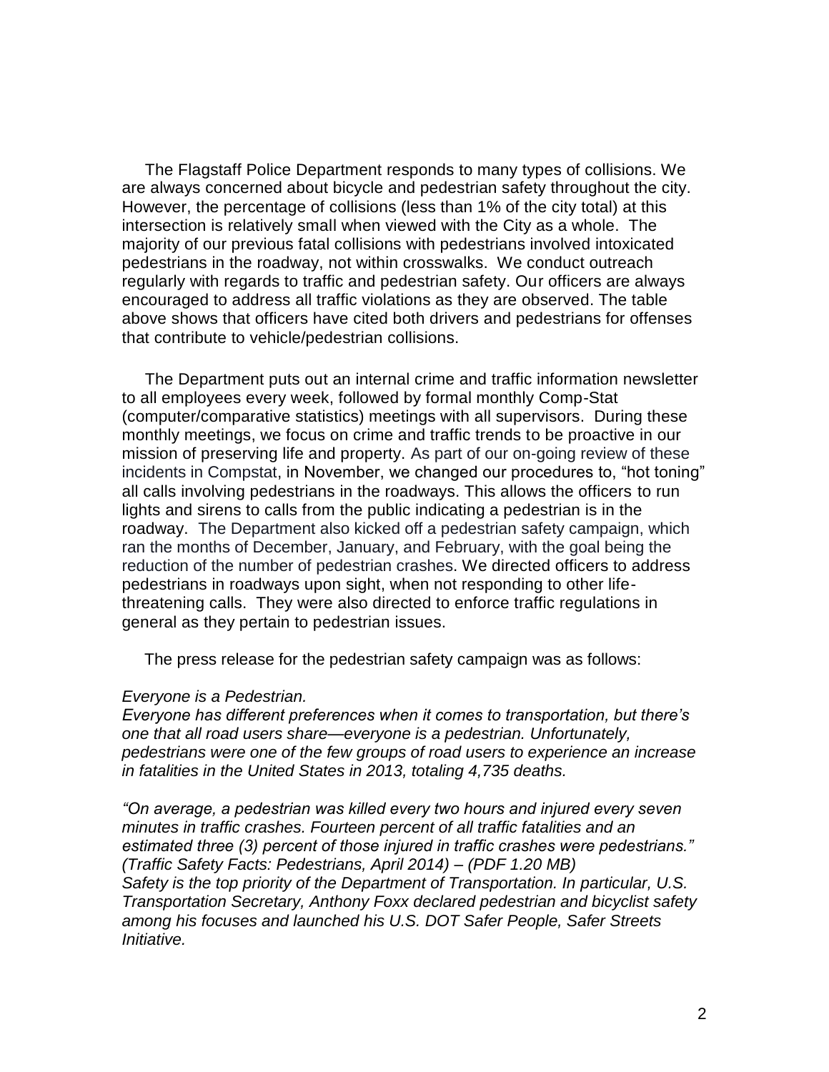The Flagstaff Police Department responds to many types of collisions. We are always concerned about bicycle and pedestrian safety throughout the city. However, the percentage of collisions (less than 1% of the city total) at this intersection is relatively small when viewed with the City as a whole. The majority of our previous fatal collisions with pedestrians involved intoxicated pedestrians in the roadway, not within crosswalks. We conduct outreach regularly with regards to traffic and pedestrian safety. Our officers are always encouraged to address all traffic violations as they are observed. The table above shows that officers have cited both drivers and pedestrians for offenses that contribute to vehicle/pedestrian collisions.

The Department puts out an internal crime and traffic information newsletter to all employees every week, followed by formal monthly Comp-Stat (computer/comparative statistics) meetings with all supervisors. During these monthly meetings, we focus on crime and traffic trends to be proactive in our mission of preserving life and property. As part of our on-going review of these incidents in Compstat, in November, we changed our procedures to, "hot toning" all calls involving pedestrians in the roadways. This allows the officers to run lights and sirens to calls from the public indicating a pedestrian is in the roadway. The Department also kicked off a pedestrian safety campaign, which ran the months of December, January, and February, with the goal being the reduction of the number of pedestrian crashes. We directed officers to address pedestrians in roadways upon sight, when not responding to other life-threatening calls. They were also directed to enforce traffic regulations in general as they pertain to pedestrian issues.

The press release for the pedestrian safety campaign was as follows:

*Everyone is a Pedestrian.*
*Everyone has different preferences when it comes to transportation, but there's one that all road users share—everyone is a pedestrian. Unfortunately, pedestrians were one of the few groups of road users to experience an increase in fatalities in the United States in 2013, totaling 4,735 deaths.*

*"On average, a pedestrian was killed every two hours and injured every seven minutes in traffic crashes. Fourteen percent of all traffic fatalities and an estimated three (3) percent of those injured in traffic crashes were pedestrians." (Traffic Safety Facts: Pedestrians, April 2014) – (PDF 1.20 MB)*
*Safety is the top priority of the Department of Transportation. In particular, U.S. Transportation Secretary, Anthony Foxx declared pedestrian and bicyclist safety among his focuses and launched his U.S. DOT Safer People, Safer Streets Initiative.*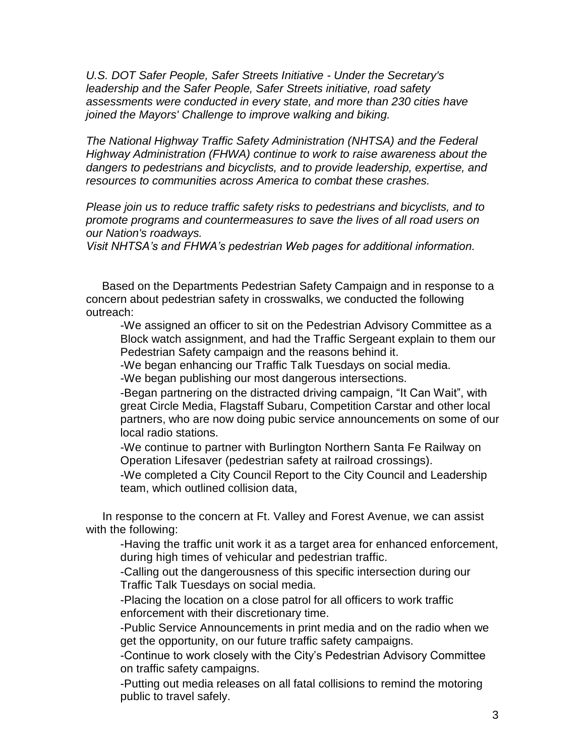*U.S. DOT Safer People, Safer Streets Initiative - Under the Secretary's leadership and the Safer People, Safer Streets initiative, road safety assessments were conducted in every state, and more than 230 cities have joined the Mayors' Challenge to improve walking and biking.*

*The National Highway Traffic Safety Administration (NHTSA) and the Federal Highway Administration (FHWA) continue to work to raise awareness about the dangers to pedestrians and bicyclists, and to provide leadership, expertise, and resources to communities across America to combat these crashes.*

*Please join us to reduce traffic safety risks to pedestrians and bicyclists, and to promote programs and countermeasures to save the lives of all road users on our Nation's roadways.*
*Visit NHTSA's and FHWA's pedestrian Web pages for additional information.*

Based on the Departments Pedestrian Safety Campaign and in response to a concern about pedestrian safety in crosswalks, we conducted the following outreach:

-We assigned an officer to sit on the Pedestrian Advisory Committee as a Block watch assignment, and had the Traffic Sergeant explain to them our Pedestrian Safety campaign and the reasons behind it.

-We began enhancing our Traffic Talk Tuesdays on social media.

-We began publishing our most dangerous intersections.

-Began partnering on the distracted driving campaign, "It Can Wait", with great Circle Media, Flagstaff Subaru, Competition Carstar and other local partners, who are now doing pubic service announcements on some of our local radio stations.

-We continue to partner with Burlington Northern Santa Fe Railway on Operation Lifesaver (pedestrian safety at railroad crossings).

-We completed a City Council Report to the City Council and Leadership team, which outlined collision data,

In response to the concern at Ft. Valley and Forest Avenue, we can assist with the following:

-Having the traffic unit work it as a target area for enhanced enforcement, during high times of vehicular and pedestrian traffic.

-Calling out the dangerousness of this specific intersection during our Traffic Talk Tuesdays on social media.

-Placing the location on a close patrol for all officers to work traffic enforcement with their discretionary time.

-Public Service Announcements in print media and on the radio when we get the opportunity, on our future traffic safety campaigns.

-Continue to work closely with the City's Pedestrian Advisory Committee on traffic safety campaigns.

-Putting out media releases on all fatal collisions to remind the motoring public to travel safely.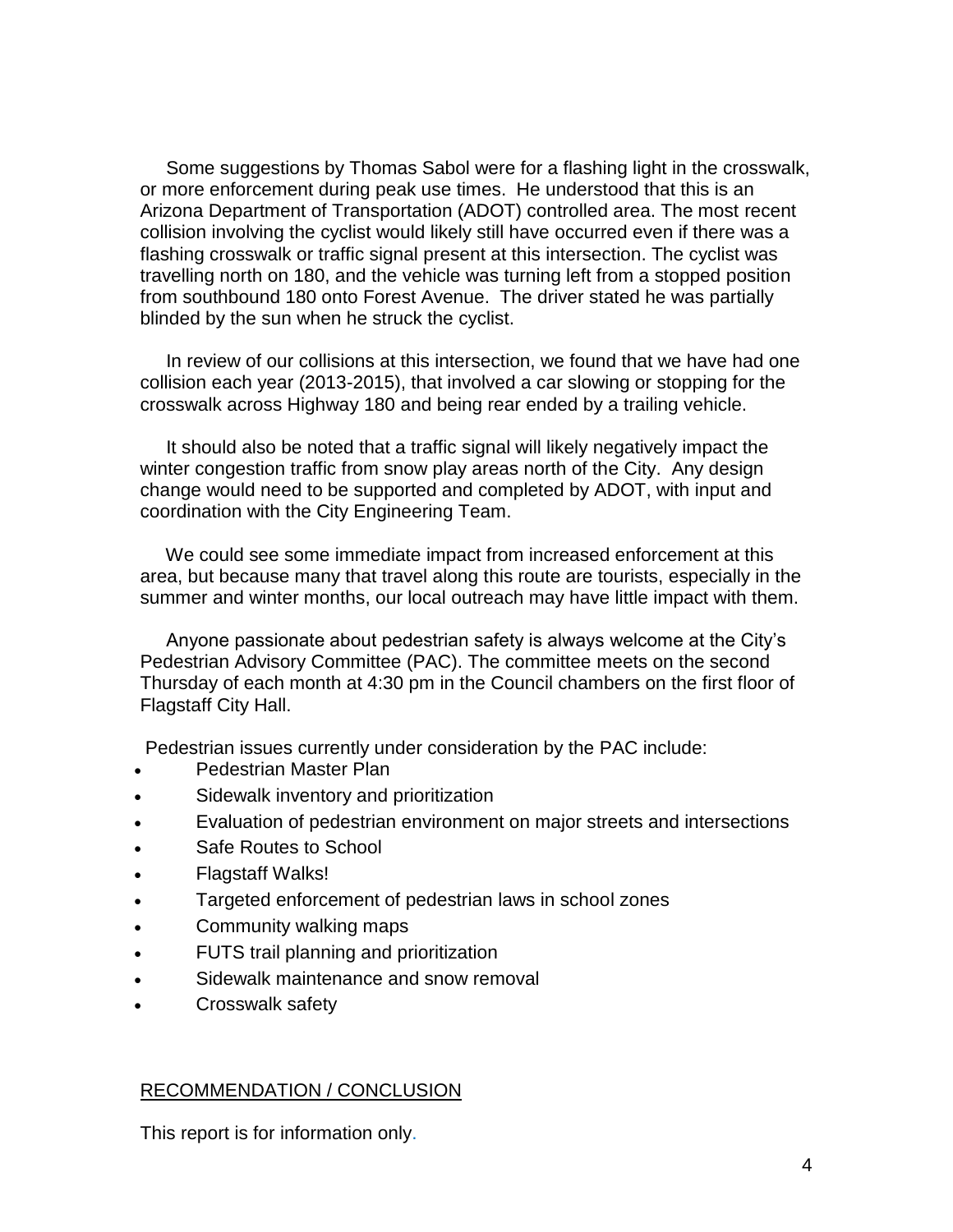Some suggestions by Thomas Sabol were for a flashing light in the crosswalk, or more enforcement during peak use times. He understood that this is an Arizona Department of Transportation (ADOT) controlled area. The most recent collision involving the cyclist would likely still have occurred even if there was a flashing crosswalk or traffic signal present at this intersection. The cyclist was travelling north on 180, and the vehicle was turning left from a stopped position from southbound 180 onto Forest Avenue. The driver stated he was partially blinded by the sun when he struck the cyclist.

In review of our collisions at this intersection, we found that we have had one collision each year (2013-2015), that involved a car slowing or stopping for the crosswalk across Highway 180 and being rear ended by a trailing vehicle.

It should also be noted that a traffic signal will likely negatively impact the winter congestion traffic from snow play areas north of the City. Any design change would need to be supported and completed by ADOT, with input and coordination with the City Engineering Team.

We could see some immediate impact from increased enforcement at this area, but because many that travel along this route are tourists, especially in the summer and winter months, our local outreach may have little impact with them.

Anyone passionate about pedestrian safety is always welcome at the City's Pedestrian Advisory Committee (PAC). The committee meets on the second Thursday of each month at 4:30 pm in the Council chambers on the first floor of Flagstaff City Hall.

Pedestrian issues currently under consideration by the PAC include:

- Pedestrian Master Plan
- Sidewalk inventory and prioritization
- Evaluation of pedestrian environment on major streets and intersections
- Safe Routes to School
- Flagstaff Walks!
- Targeted enforcement of pedestrian laws in school zones
- Community walking maps
- FUTS trail planning and prioritization
- Sidewalk maintenance and snow removal
- Crosswalk safety

## RECOMMENDATION / CONCLUSION

This report is for information only.